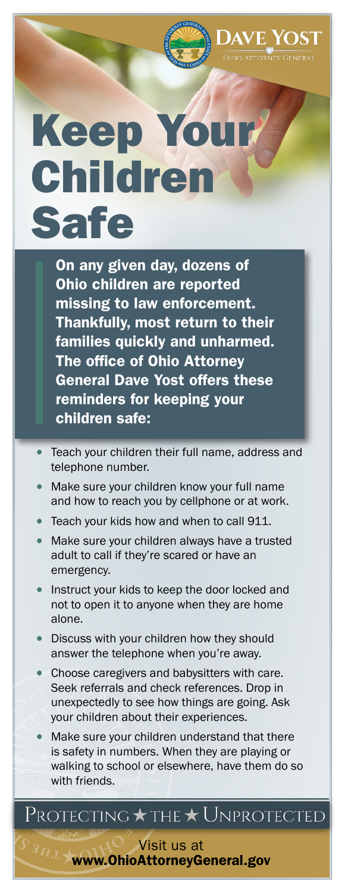DAVE YOST

OHIO ATTORNEY GENERAL

# Keep Your Children Safe

**On any given day, dozens of Ohio children are reported missing to law enforcement. Thankfully, most return to their families quickly and unharmed. The office of Ohio Attorney General Dave Yost offers these reminders for keeping your children safe:**

- Teach your children their full name, address and telephone number.
- Make sure your children know your full name and how to reach you by cellphone or at work.
- Teach your kids how and when to call 911.
- Make sure your children always have a trusted adult to call if they're scared or have an emergency.
- Instruct your kids to keep the door locked and not to open it to anyone when they are home alone.
- Discuss with your children how they should answer the telephone when you're away.
- Choose caregivers and babysitters with care. Seek referrals and check references. Drop in unexpectedly to see how things are going. Ask your children about their experiences.
- Make sure your children understand that there is safety in numbers. When they are playing or walking to school or elsewhere, have them do so with friends.

PROTECTING ★ THE ★ UNPROTECTED

Visit us at
**www.OhioAttorneyGeneral.gov**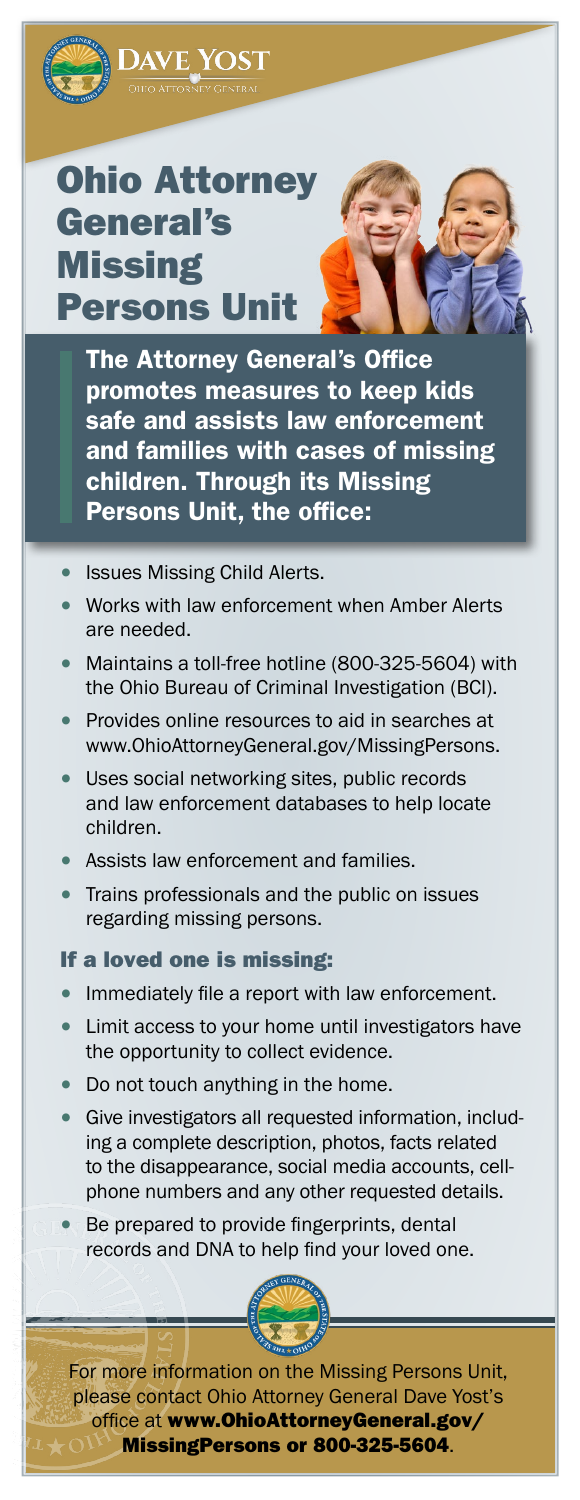DAVE YOST
OHIO ATTORNEY GENERAL

# Ohio Attorney General's Missing Persons Unit

**The Attorney General's Office promotes measures to keep kids safe and assists law enforcement and families with cases of missing children. Through its Missing Persons Unit, the office:**

- Issues Missing Child Alerts.
- Works with law enforcement when Amber Alerts are needed.
- Maintains a toll-free hotline (800-325-5604) with the Ohio Bureau of Criminal Investigation (BCI).
- Provides online resources to aid in searches at www.OhioAttorneyGeneral.gov/MissingPersons.
- Uses social networking sites, public records and law enforcement databases to help locate children.
- Assists law enforcement and families.
- Trains professionals and the public on issues regarding missing persons.

## If a loved one is missing:

- Immediately file a report with law enforcement.
- Limit access to your home until investigators have the opportunity to collect evidence.
- Do not touch anything in the home.
- Give investigators all requested information, including a complete description, photos, facts related to the disappearance, social media accounts, cellphone numbers and any other requested details.
- Be prepared to provide fingerprints, dental records and DNA to help find your loved one.

For more information on the Missing Persons Unit, please contact Ohio Attorney General Dave Yost's office at **www.OhioAttorneyGeneral.gov/MissingPersons or 800-325-5604**.